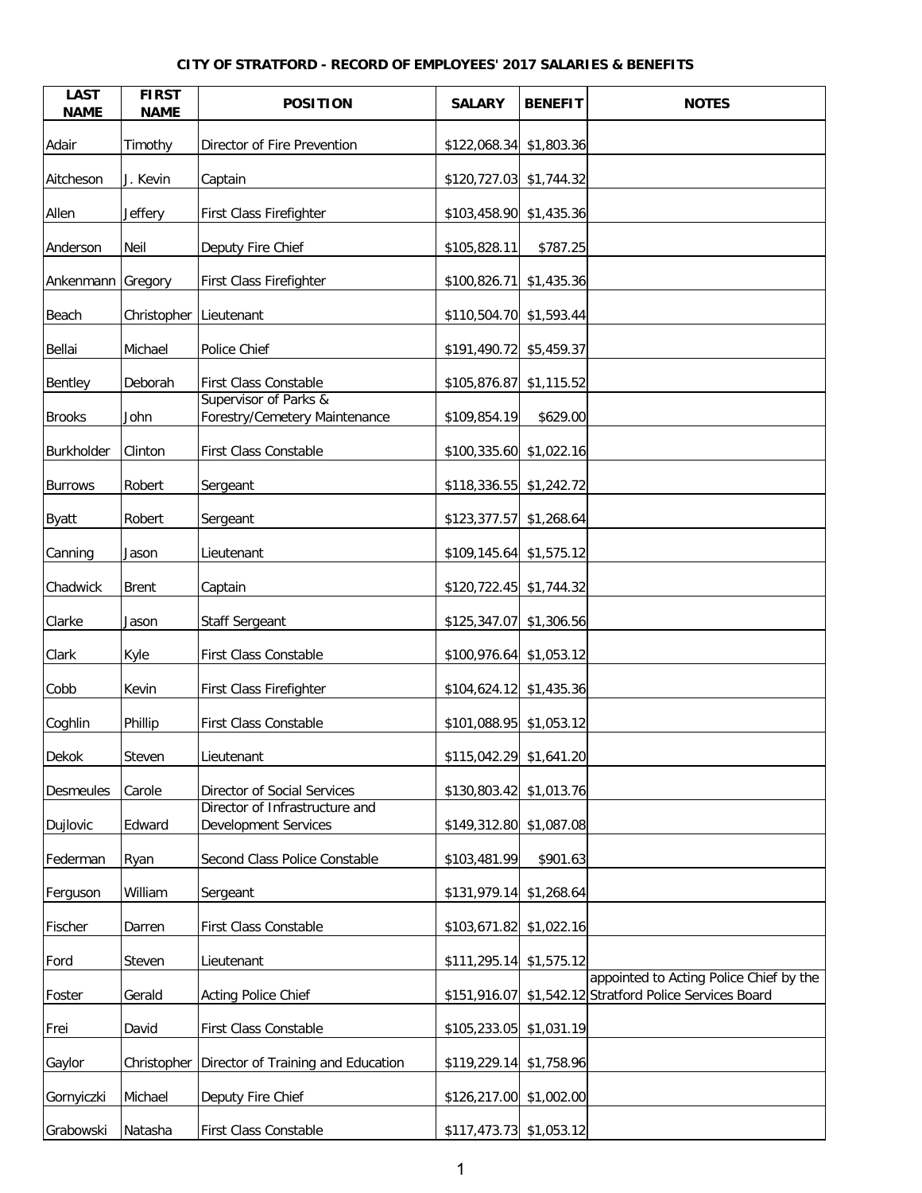# CITY OF STRATFORD - RECORD OF EMPLOYEES' 2017 SALARIES & BENEFITS

| LAST NAME | FIRST NAME | POSITION | SALARY | BENEFIT | NOTES |
|---|---|---|---|---|---|
| Adair | Timothy | Director of Fire Prevention | $122,068.34 | $1,803.36 | |
| Aitcheson | J. Kevin | Captain | $120,727.03 | $1,744.32 | |
| Allen | Jeffery | First Class Firefighter | $103,458.90 | $1,435.36 | |
| Anderson | Neil | Deputy Fire Chief | $105,828.11 | $787.25 | |
| Ankenmann | Gregory | First Class Firefighter | $100,826.71 | $1,435.36 | |
| Beach | Christopher | Lieutenant | $110,504.70 | $1,593.44 | |
| Bellai | Michael | Police Chief | $191,490.72 | $5,459.37 | |
| Bentley | Deborah | First Class Constable | $105,876.87 | $1,115.52 | |
| Brooks | John | Supervisor of Parks & Forestry/Cemetery Maintenance | $109,854.19 | $629.00 | |
| Burkholder | Clinton | First Class Constable | $100,335.60 | $1,022.16 | |
| Burrows | Robert | Sergeant | $118,336.55 | $1,242.72 | |
| Byatt | Robert | Sergeant | $123,377.57 | $1,268.64 | |
| Canning | Jason | Lieutenant | $109,145.64 | $1,575.12 | |
| Chadwick | Brent | Captain | $120,722.45 | $1,744.32 | |
| Clarke | Jason | Staff Sergeant | $125,347.07 | $1,306.56 | |
| Clark | Kyle | First Class Constable | $100,976.64 | $1,053.12 | |
| Cobb | Kevin | First Class Firefighter | $104,624.12 | $1,435.36 | |
| Coghlin | Phillip | First Class Constable | $101,088.95 | $1,053.12 | |
| Dekok | Steven | Lieutenant | $115,042.29 | $1,641.20 | |
| Desmeules | Carole | Director of Social Services | $130,803.42 | $1,013.76 | |
| Dujlovic | Edward | Director of Infrastructure and Development Services | $149,312.80 | $1,087.08 | |
| Federman | Ryan | Second Class Police Constable | $103,481.99 | $901.63 | |
| Ferguson | William | Sergeant | $131,979.14 | $1,268.64 | |
| Fischer | Darren | First Class Constable | $103,671.82 | $1,022.16 | |
| Ford | Steven | Lieutenant | $111,295.14 | $1,575.12 | |
| Foster | Gerald | Acting Police Chief | $151,916.07 | $1,542.12 | appointed to Acting Police Chief by the Stratford Police Services Board |
| Frei | David | First Class Constable | $105,233.05 | $1,031.19 | |
| Gaylor | Christopher | Director of Training and Education | $119,229.14 | $1,758.96 | |
| Gornyiczki | Michael | Deputy Fire Chief | $126,217.00 | $1,002.00 | |
| Grabowski | Natasha | First Class Constable | $117,473.73 | $1,053.12 | |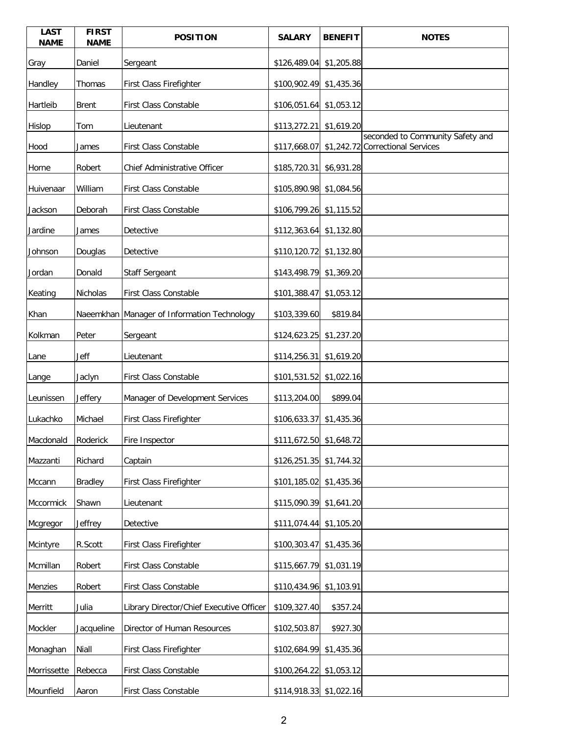| LAST NAME | FIRST NAME | POSITION | SALARY | BENEFIT | NOTES |
|---|---|---|---|---|---|
| Gray | Daniel | Sergeant | $126,489.04 | $1,205.88 | |
| Handley | Thomas | First Class Firefighter | $100,902.49 | $1,435.36 | |
| Hartleib | Brent | First Class Constable | $106,051.64 | $1,053.12 | |
| Hislop | Tom | Lieutenant | $113,272.21 | $1,619.20 | |
| Hood | James | First Class Constable | $117,668.07 | $1,242.72 | seconded to Community Safety and Correctional Services |
| Horne | Robert | Chief Administrative Officer | $185,720.31 | $6,931.28 | |
| Huivenaar | William | First Class Constable | $105,890.98 | $1,084.56 | |
| Jackson | Deborah | First Class Constable | $106,799.26 | $1,115.52 | |
| Jardine | James | Detective | $112,363.64 | $1,132.80 | |
| Johnson | Douglas | Detective | $110,120.72 | $1,132.80 | |
| Jordan | Donald | Staff Sergeant | $143,498.79 | $1,369.20 | |
| Keating | Nicholas | First Class Constable | $101,388.47 | $1,053.12 | |
| Khan | Naeemkhan | Manager of Information Technology | $103,339.60 | $819.84 | |
| Kolkman | Peter | Sergeant | $124,623.25 | $1,237.20 | |
| Lane | Jeff | Lieutenant | $114,256.31 | $1,619.20 | |
| Lange | Jaclyn | First Class Constable | $101,531.52 | $1,022.16 | |
| Leunissen | Jeffery | Manager of Development Services | $113,204.00 | $899.04 | |
| Lukachko | Michael | First Class Firefighter | $106,633.37 | $1,435.36 | |
| Macdonald | Roderick | Fire Inspector | $111,672.50 | $1,648.72 | |
| Mazzanti | Richard | Captain | $126,251.35 | $1,744.32 | |
| Mccann | Bradley | First Class Firefighter | $101,185.02 | $1,435.36 | |
| Mccormick | Shawn | Lieutenant | $115,090.39 | $1,641.20 | |
| Mcgregor | Jeffrey | Detective | $111,074.44 | $1,105.20 | |
| Mcintyre | R.Scott | First Class Firefighter | $100,303.47 | $1,435.36 | |
| Mcmillan | Robert | First Class Constable | $115,667.79 | $1,031.19 | |
| Menzies | Robert | First Class Constable | $110,434.96 | $1,103.91 | |
| Merritt | Julia | Library Director/Chief Executive Officer | $109,327.40 | $357.24 | |
| Mockler | Jacqueline | Director of Human Resources | $102,503.87 | $927.30 | |
| Monaghan | Niall | First Class Firefighter | $102,684.99 | $1,435.36 | |
| Morrissette | Rebecca | First Class Constable | $100,264.22 | $1,053.12 | |
| Mounfield | Aaron | First Class Constable | $114,918.33 | $1,022.16 | |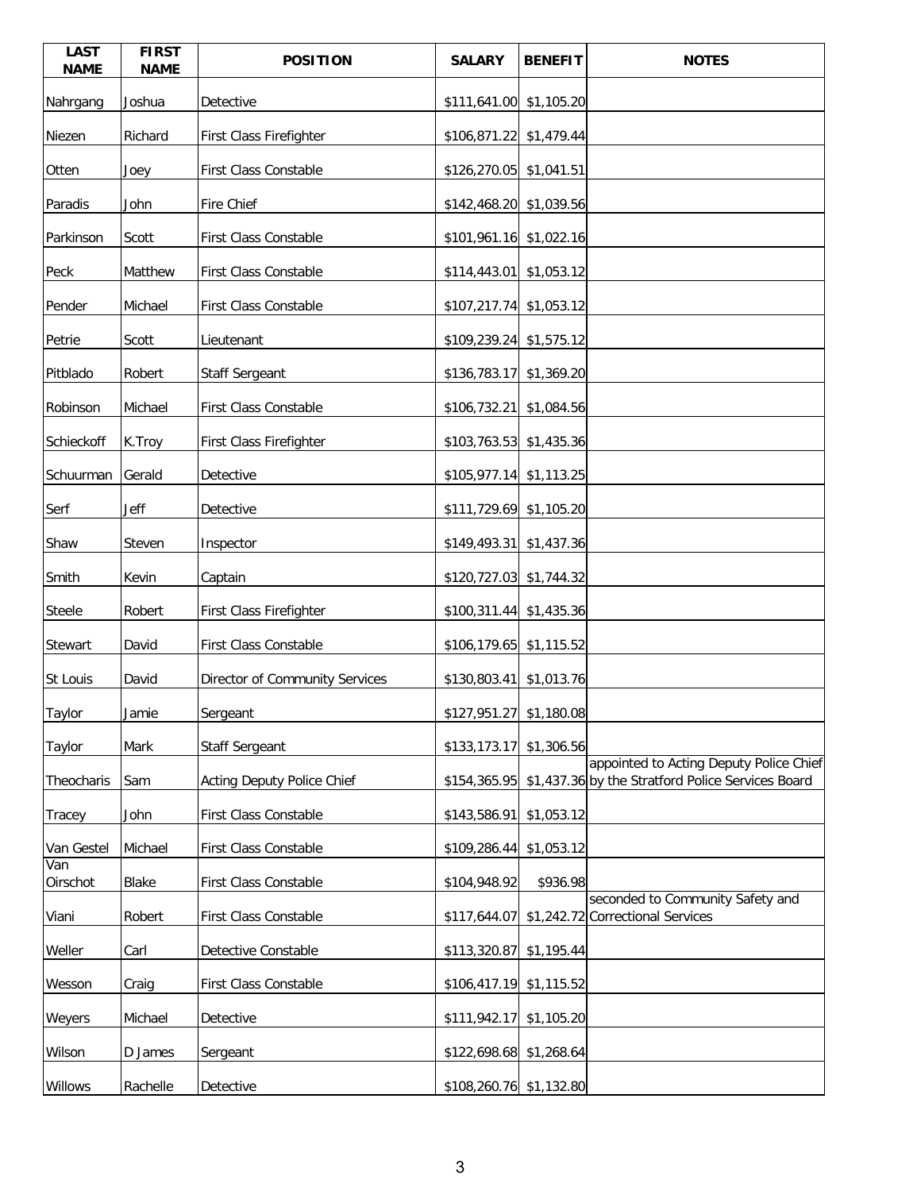| LAST NAME | FIRST NAME | POSITION | SALARY | BENEFIT | NOTES |
|---|---|---|---|---|---|
| Nahrgang | Joshua | Detective | $111,641.00 | $1,105.20 | |
| Niezen | Richard | First Class Firefighter | $106,871.22 | $1,479.44 | |
| Otten | Joey | First Class Constable | $126,270.05 | $1,041.51 | |
| Paradis | John | Fire Chief | $142,468.20 | $1,039.56 | |
| Parkinson | Scott | First Class Constable | $101,961.16 | $1,022.16 | |
| Peck | Matthew | First Class Constable | $114,443.01 | $1,053.12 | |
| Pender | Michael | First Class Constable | $107,217.74 | $1,053.12 | |
| Petrie | Scott | Lieutenant | $109,239.24 | $1,575.12 | |
| Pitblado | Robert | Staff Sergeant | $136,783.17 | $1,369.20 | |
| Robinson | Michael | First Class Constable | $106,732.21 | $1,084.56 | |
| Schieckoff | K.Troy | First Class Firefighter | $103,763.53 | $1,435.36 | |
| Schuurman | Gerald | Detective | $105,977.14 | $1,113.25 | |
| Serf | Jeff | Detective | $111,729.69 | $1,105.20 | |
| Shaw | Steven | Inspector | $149,493.31 | $1,437.36 | |
| Smith | Kevin | Captain | $120,727.03 | $1,744.32 | |
| Steele | Robert | First Class Firefighter | $100,311.44 | $1,435.36 | |
| Stewart | David | First Class Constable | $106,179.65 | $1,115.52 | |
| St Louis | David | Director of Community Services | $130,803.41 | $1,013.76 | |
| Taylor | Jamie | Sergeant | $127,951.27 | $1,180.08 | |
| Taylor | Mark | Staff Sergeant | $133,173.17 | $1,306.56 | |
| Theocharis | Sam | Acting Deputy Police Chief | $154,365.95 | $1,437.36 | appointed to Acting Deputy Police Chief by the Stratford Police Services Board |
| Tracey | John | First Class Constable | $143,586.91 | $1,053.12 | |
| Van Gestel | Michael | First Class Constable | $109,286.44 | $1,053.12 | |
| Van Oirschot | Blake | First Class Constable | $104,948.92 | $936.98 | |
| Viani | Robert | First Class Constable | $117,644.07 | $1,242.72 | seconded to Community Safety and Correctional Services |
| Weller | Carl | Detective Constable | $113,320.87 | $1,195.44 | |
| Wesson | Craig | First Class Constable | $106,417.19 | $1,115.52 | |
| Weyers | Michael | Detective | $111,942.17 | $1,105.20 | |
| Wilson | D James | Sergeant | $122,698.68 | $1,268.64 | |
| Willows | Rachelle | Detective | $108,260.76 | $1,132.80 | |